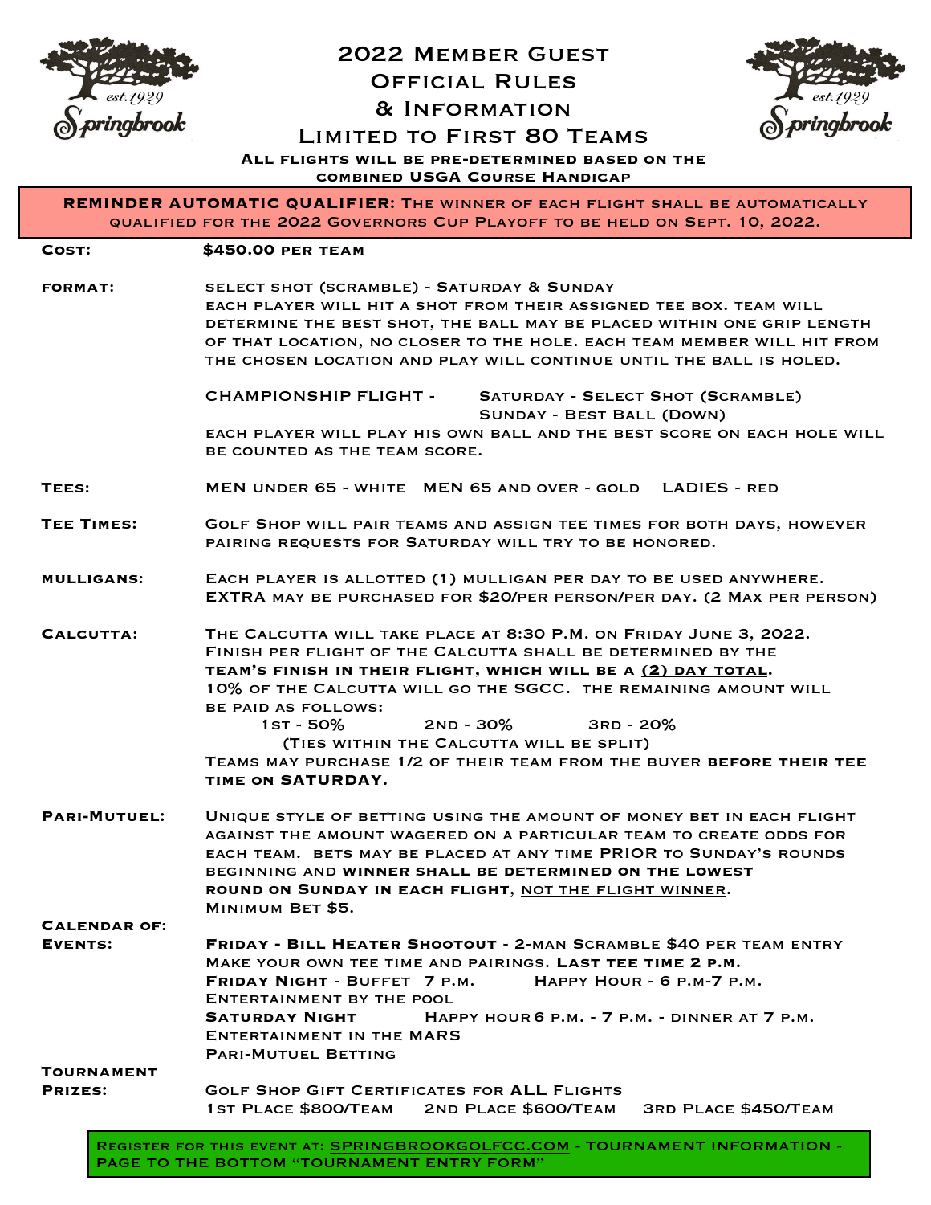# 2022 Member Guest Official Rules & Information

## Limited to First 80 Teams

**All flights will be pre-determined based on the combined USGA Course Handicap**

**REMINDER AUTOMATIC QUALIFIER:** The winner of each flight shall be automatically qualified for the 2022 Governors Cup Playoff to be held on Sept. 10, 2022.

**Cost:** **$450.00 per team**

**Format:** Select shot (scramble) - Saturday & Sunday
Each player will hit a shot from their assigned tee box. Team will determine the best shot, the ball may be placed within one grip length of that location, no closer to the hole. Each team member will hit from the chosen location and play will continue until the ball is holed.

Championship Flight - Saturday - Select Shot (Scramble)
Sunday - Best Ball (Down)
Each player will play his own ball and the best score on each hole will be counted as the team score.

**Tees:** Men under 65 - white   Men 65 and over - gold   Ladies - red

**Tee Times:** Golf Shop will pair teams and assign tee times for both days, however pairing requests for Saturday will try to be honored.

**Mulligans:** Each player is allotted (1) mulligan per day to be used anywhere. EXTRA may be purchased for $20/per person/per day. (2 Max per person)

**Calcutta:** The Calcutta will take place at 8:30 P.M. on Friday June 3, 2022. Finish per flight of the Calcutta shall be determined by the **team's finish in their flight, which will be a <u>(2) day total</u>.**
10% of the Calcutta will go the SGCC. The remaining amount will be paid as follows:
1st - 50%   2nd - 30%   3rd - 20%
(Ties within the Calcutta will be split)
Teams may purchase 1/2 of their team from the buyer **before their tee time on Saturday.**

**Pari-Mutuel:** Unique style of betting using the amount of money bet in each flight against the amount wagered on a particular team to create odds for each team. Bets may be placed at any time PRIOR to Sunday's rounds beginning and **winner shall be determined on the lowest round on Sunday in each flight**, <u>not the flight winner</u>.
Minimum Bet $5.

**Calendar of Events:**
**Friday - Bill Heater Shootout** - 2-man Scramble $40 per team entry
Make your own tee time and pairings. **Last tee time 2 p.m.**
**Friday Night** - Buffet 7 p.m.   Happy Hour - 6 p.m-7 p.m.
Entertainment by the pool
**Saturday Night**   Happy hour 6 p.m. - 7 p.m. - dinner at 7 p.m.
Entertainment in the MARS
Pari-Mutuel Betting

**Tournament Prizes:** Golf Shop Gift Certificates for **ALL** Flights
1st Place $800/Team   2nd Place $600/Team   3rd Place $450/Team

Register for this event at: <u>springbrookgolfcc.com</u> - Tournament Information - Page to the bottom "Tournament Entry Form"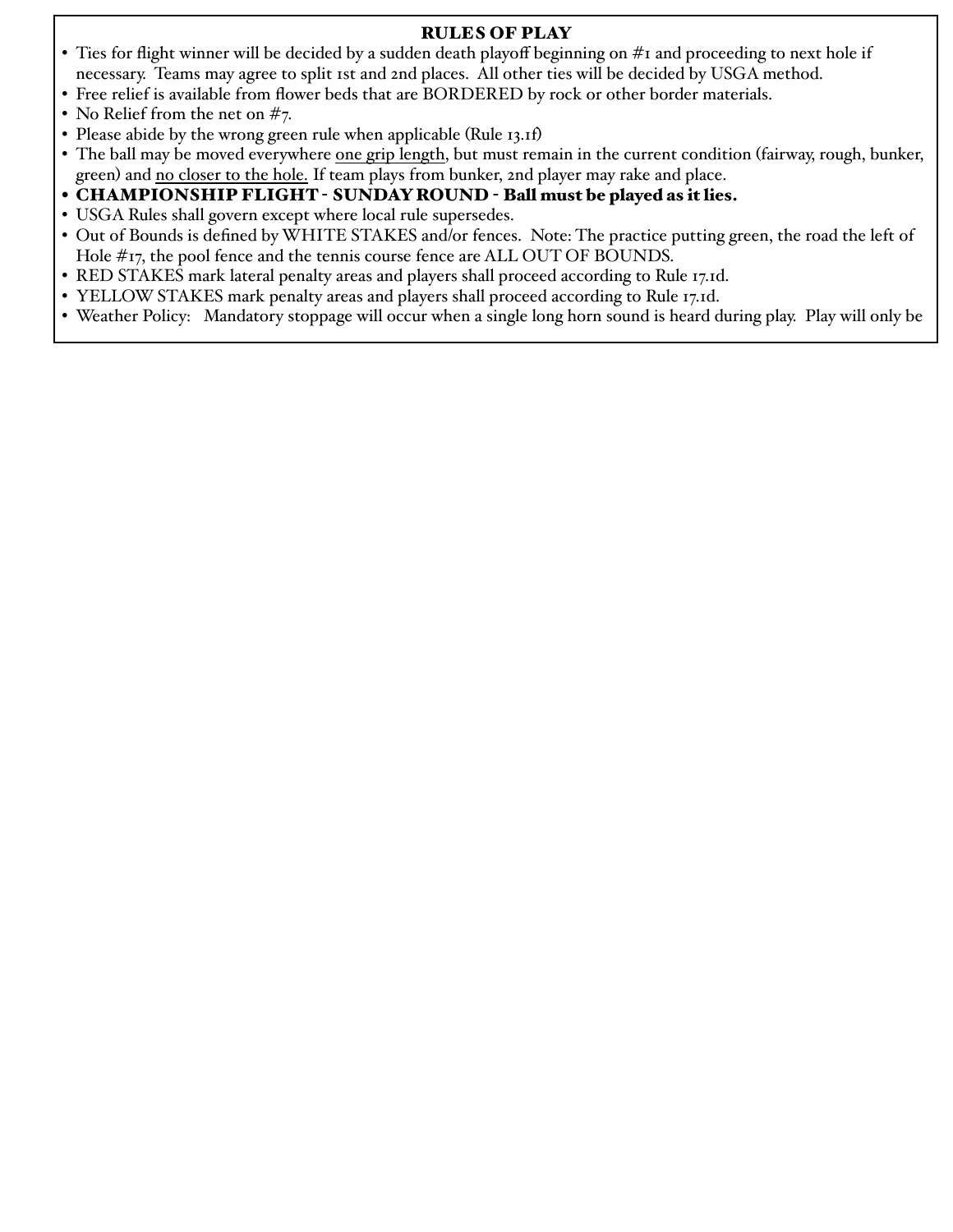## RULES OF PLAY

- Ties for flight winner will be decided by a sudden death playoff beginning on #1 and proceeding to next hole if necessary. Teams may agree to split 1st and 2nd places. All other ties will be decided by USGA method.
- Free relief is available from flower beds that are BORDERED by rock or other border materials.
- No Relief from the net on #7.
- Please abide by the wrong green rule when applicable (Rule 13.1f)
- The ball may be moved everywhere one grip length, but must remain in the current condition (fairway, rough, bunker, green) and no closer to the hole. If team plays from bunker, 2nd player may rake and place.
- **CHAMPIONSHIP FLIGHT - SUNDAY ROUND - Ball must be played as it lies.**
- USGA Rules shall govern except where local rule supersedes.
- Out of Bounds is defined by WHITE STAKES and/or fences. Note: The practice putting green, the road the left of Hole #17, the pool fence and the tennis course fence are ALL OUT OF BOUNDS.
- RED STAKES mark lateral penalty areas and players shall proceed according to Rule 17.1d.
- YELLOW STAKES mark penalty areas and players shall proceed according to Rule 17.1d.
- Weather Policy: Mandatory stoppage will occur when a single long horn sound is heard during play. Play will only be